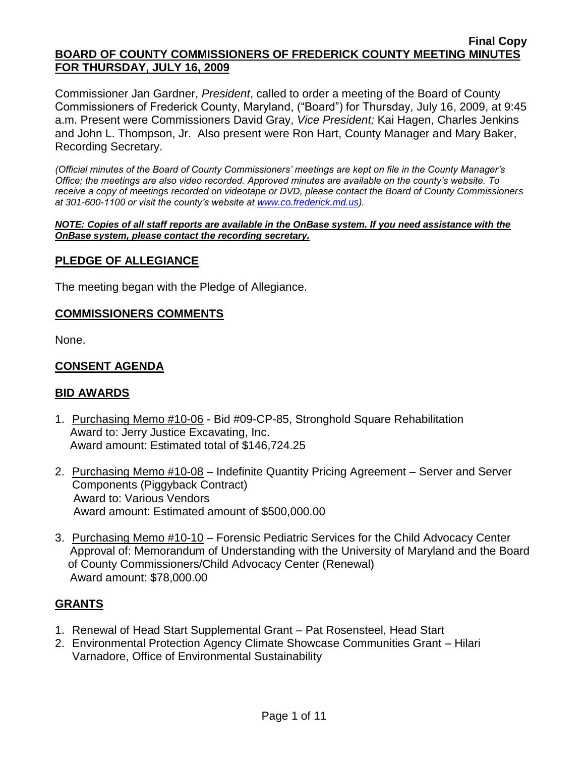**Final Copy**

# BOARD OF COUNTY COMMISSIONERS OF FREDERICK COUNTY MEETING MINUTES FOR THURSDAY, JULY 16, 2009

Commissioner Jan Gardner, *President*, called to order a meeting of the Board of County Commissioners of Frederick County, Maryland, ("Board") for Thursday, July 16, 2009, at 9:45 a.m. Present were Commissioners David Gray, *Vice President;* Kai Hagen, Charles Jenkins and John L. Thompson, Jr. Also present were Ron Hart, County Manager and Mary Baker, Recording Secretary.

*(Official minutes of the Board of County Commissioners' meetings are kept on file in the County Manager's Office; the meetings are also video recorded. Approved minutes are available on the county's website. To receive a copy of meetings recorded on videotape or DVD, please contact the Board of County Commissioners at 301-600-1100 or visit the county's website at www.co.frederick.md.us).*

***NOTE: Copies of all staff reports are available in the OnBase system. If you need assistance with the OnBase system, please contact the recording secretary.***

## PLEDGE OF ALLEGIANCE

The meeting began with the Pledge of Allegiance.

## COMMISSIONERS COMMENTS

None.

## CONSENT AGENDA

## BID AWARDS

1. Purchasing Memo #10-06 - Bid #09-CP-85, Stronghold Square Rehabilitation
   Award to: Jerry Justice Excavating, Inc.
   Award amount: Estimated total of $146,724.25
2. Purchasing Memo #10-08 – Indefinite Quantity Pricing Agreement – Server and Server Components (Piggyback Contract)
   Award to: Various Vendors
   Award amount: Estimated amount of $500,000.00
3. Purchasing Memo #10-10 – Forensic Pediatric Services for the Child Advocacy Center
   Approval of: Memorandum of Understanding with the University of Maryland and the Board of County Commissioners/Child Advocacy Center (Renewal)
   Award amount: $78,000.00

## GRANTS

1. Renewal of Head Start Supplemental Grant – Pat Rosensteel, Head Start
2. Environmental Protection Agency Climate Showcase Communities Grant – Hilari Varnadore, Office of Environmental Sustainability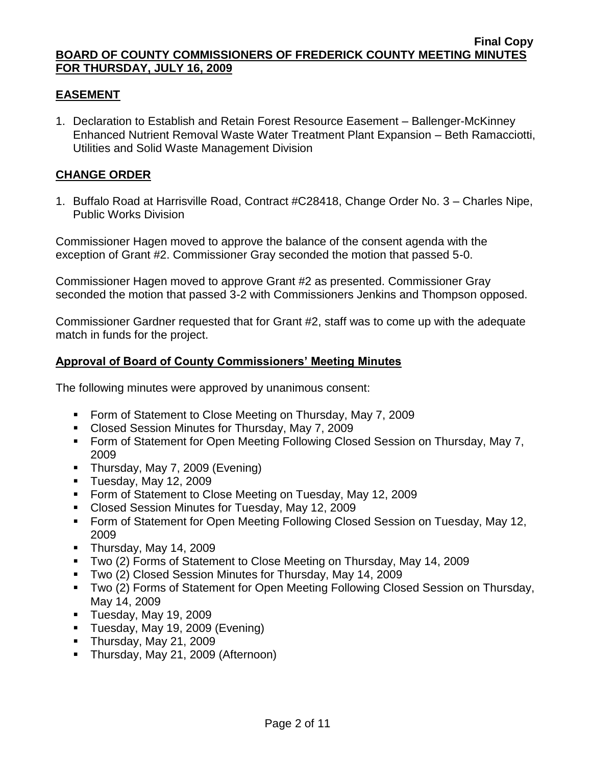## EASEMENT

1. Declaration to Establish and Retain Forest Resource Easement – Ballenger-McKinney Enhanced Nutrient Removal Waste Water Treatment Plant Expansion – Beth Ramacciotti, Utilities and Solid Waste Management Division

## CHANGE ORDER

1. Buffalo Road at Harrisville Road, Contract #C28418, Change Order No. 3 – Charles Nipe, Public Works Division

Commissioner Hagen moved to approve the balance of the consent agenda with the exception of Grant #2. Commissioner Gray seconded the motion that passed 5-0.

Commissioner Hagen moved to approve Grant #2 as presented. Commissioner Gray seconded the motion that passed 3-2 with Commissioners Jenkins and Thompson opposed.

Commissioner Gardner requested that for Grant #2, staff was to come up with the adequate match in funds for the project.

## Approval of Board of County Commissioners' Meeting Minutes

The following minutes were approved by unanimous consent:

- Form of Statement to Close Meeting on Thursday, May 7, 2009
- Closed Session Minutes for Thursday, May 7, 2009
- Form of Statement for Open Meeting Following Closed Session on Thursday, May 7, 2009
- Thursday, May 7, 2009 (Evening)
- Tuesday, May 12, 2009
- Form of Statement to Close Meeting on Tuesday, May 12, 2009
- Closed Session Minutes for Tuesday, May 12, 2009
- Form of Statement for Open Meeting Following Closed Session on Tuesday, May 12, 2009
- Thursday, May 14, 2009
- Two (2) Forms of Statement to Close Meeting on Thursday, May 14, 2009
- Two (2) Closed Session Minutes for Thursday, May 14, 2009
- Two (2) Forms of Statement for Open Meeting Following Closed Session on Thursday, May 14, 2009
- Tuesday, May 19, 2009
- Tuesday, May 19, 2009 (Evening)
- Thursday, May 21, 2009
- Thursday, May 21, 2009 (Afternoon)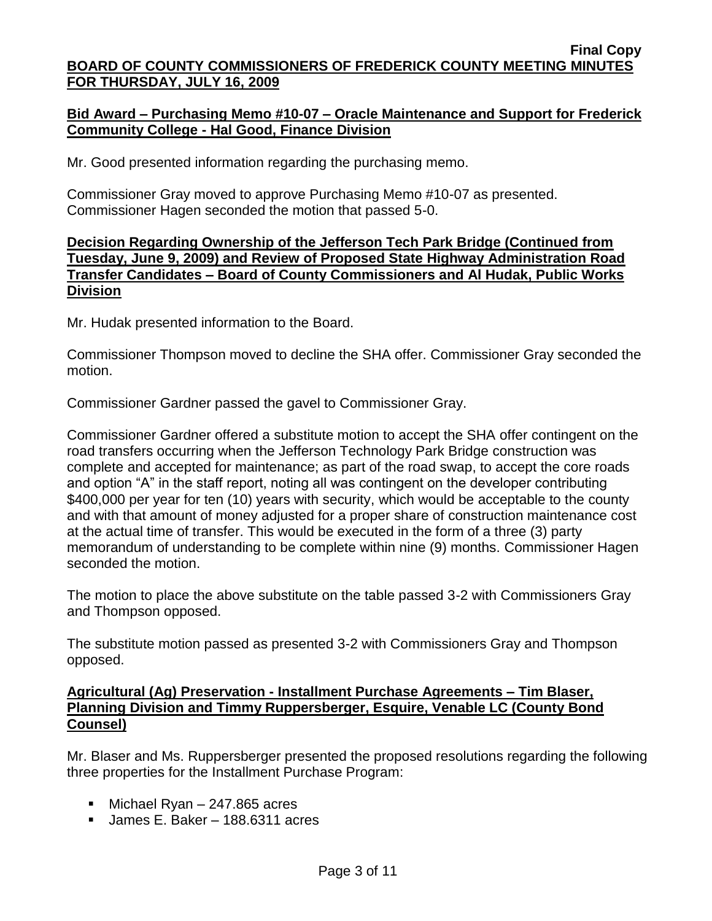## Bid Award – Purchasing Memo #10-07 – Oracle Maintenance and Support for Frederick Community College - Hal Good, Finance Division

Mr. Good presented information regarding the purchasing memo.

Commissioner Gray moved to approve Purchasing Memo #10-07 as presented. Commissioner Hagen seconded the motion that passed 5-0.

## Decision Regarding Ownership of the Jefferson Tech Park Bridge (Continued from Tuesday, June 9, 2009) and Review of Proposed State Highway Administration Road Transfer Candidates – Board of County Commissioners and Al Hudak, Public Works Division

Mr. Hudak presented information to the Board.

Commissioner Thompson moved to decline the SHA offer. Commissioner Gray seconded the motion.

Commissioner Gardner passed the gavel to Commissioner Gray.

Commissioner Gardner offered a substitute motion to accept the SHA offer contingent on the road transfers occurring when the Jefferson Technology Park Bridge construction was complete and accepted for maintenance; as part of the road swap, to accept the core roads and option "A" in the staff report, noting all was contingent on the developer contributing $400,000 per year for ten (10) years with security, which would be acceptable to the county and with that amount of money adjusted for a proper share of construction maintenance cost at the actual time of transfer. This would be executed in the form of a three (3) party memorandum of understanding to be complete within nine (9) months. Commissioner Hagen seconded the motion.

The motion to place the above substitute on the table passed 3-2 with Commissioners Gray and Thompson opposed.

The substitute motion passed as presented 3-2 with Commissioners Gray and Thompson opposed.

## Agricultural (Ag) Preservation - Installment Purchase Agreements – Tim Blaser, Planning Division and Timmy Ruppersberger, Esquire, Venable LC (County Bond Counsel)

Mr. Blaser and Ms. Ruppersberger presented the proposed resolutions regarding the following three properties for the Installment Purchase Program:

- Michael Ryan – 247.865 acres
- James E. Baker – 188.6311 acres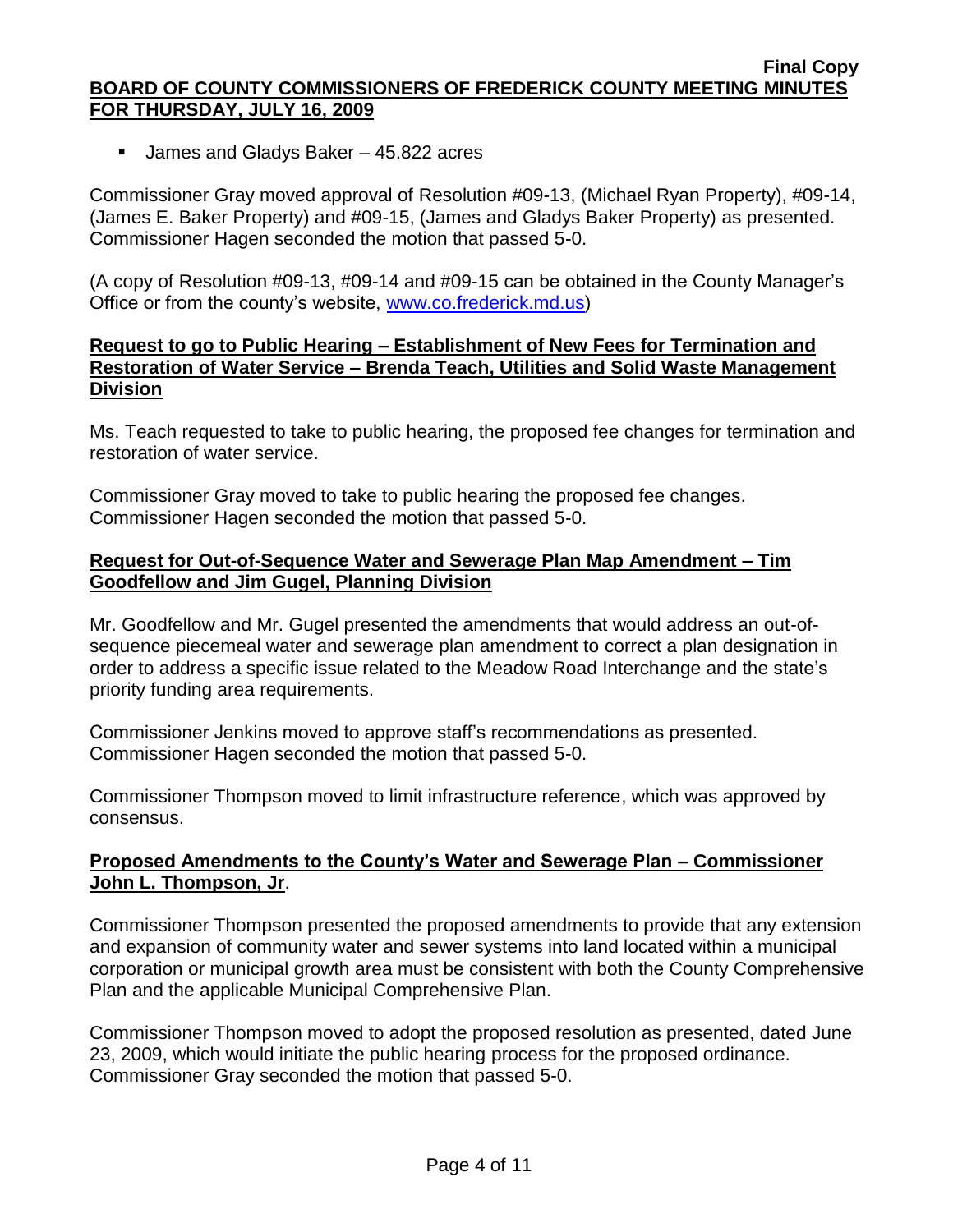- James and Gladys Baker – 45.822 acres

Commissioner Gray moved approval of Resolution #09-13, (Michael Ryan Property), #09-14, (James E. Baker Property) and #09-15, (James and Gladys Baker Property) as presented. Commissioner Hagen seconded the motion that passed 5-0.

(A copy of Resolution #09-13, #09-14 and #09-15 can be obtained in the County Manager's Office or from the county's website, www.co.frederick.md.us)

**Request to go to Public Hearing – Establishment of New Fees for Termination and Restoration of Water Service – Brenda Teach, Utilities and Solid Waste Management Division**

Ms. Teach requested to take to public hearing, the proposed fee changes for termination and restoration of water service.

Commissioner Gray moved to take to public hearing the proposed fee changes. Commissioner Hagen seconded the motion that passed 5-0.

**Request for Out-of-Sequence Water and Sewerage Plan Map Amendment – Tim Goodfellow and Jim Gugel, Planning Division**

Mr. Goodfellow and Mr. Gugel presented the amendments that would address an out-of-sequence piecemeal water and sewerage plan amendment to correct a plan designation in order to address a specific issue related to the Meadow Road Interchange and the state's priority funding area requirements.

Commissioner Jenkins moved to approve staff's recommendations as presented. Commissioner Hagen seconded the motion that passed 5-0.

Commissioner Thompson moved to limit infrastructure reference, which was approved by consensus.

**Proposed Amendments to the County's Water and Sewerage Plan – Commissioner John L. Thompson, Jr**.

Commissioner Thompson presented the proposed amendments to provide that any extension and expansion of community water and sewer systems into land located within a municipal corporation or municipal growth area must be consistent with both the County Comprehensive Plan and the applicable Municipal Comprehensive Plan.

Commissioner Thompson moved to adopt the proposed resolution as presented, dated June 23, 2009, which would initiate the public hearing process for the proposed ordinance. Commissioner Gray seconded the motion that passed 5-0.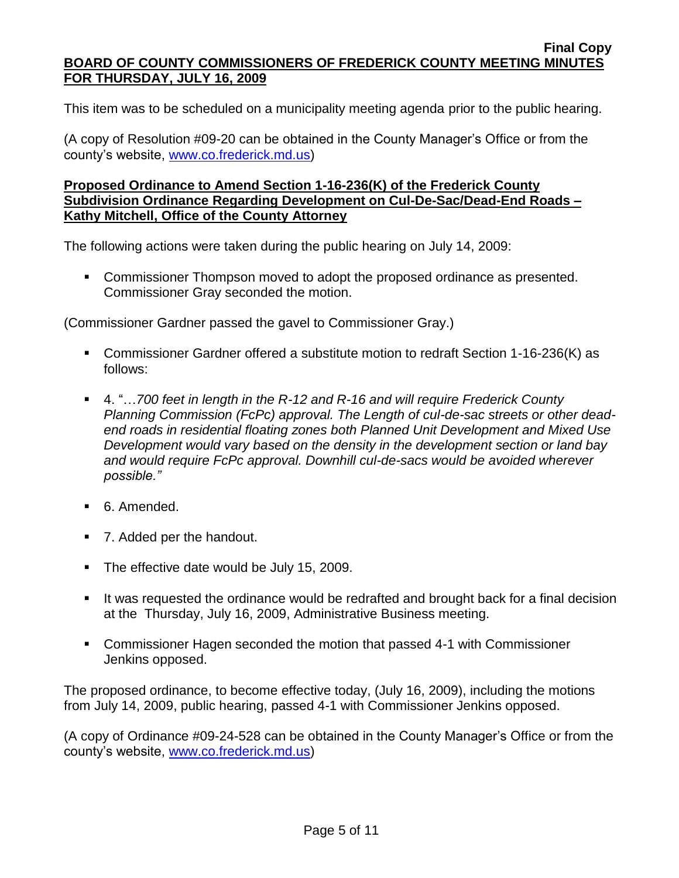This item was to be scheduled on a municipality meeting agenda prior to the public hearing.

(A copy of Resolution #09-20 can be obtained in the County Manager's Office or from the county's website, www.co.frederick.md.us)

**Proposed Ordinance to Amend Section 1-16-236(K) of the Frederick County Subdivision Ordinance Regarding Development on Cul-De-Sac/Dead-End Roads – Kathy Mitchell, Office of the County Attorney**

The following actions were taken during the public hearing on July 14, 2009:

- Commissioner Thompson moved to adopt the proposed ordinance as presented. Commissioner Gray seconded the motion.

(Commissioner Gardner passed the gavel to Commissioner Gray.)

- Commissioner Gardner offered a substitute motion to redraft Section 1-16-236(K) as follows:
- 4. "…*700 feet in length in the R-12 and R-16 and will require Frederick County Planning Commission (FcPc) approval. The Length of cul-de-sac streets or other dead-end roads in residential floating zones both Planned Unit Development and Mixed Use Development would vary based on the density in the development section or land bay and would require FcPc approval. Downhill cul-de-sacs would be avoided wherever possible."*
- 6. Amended.
- 7. Added per the handout.
- The effective date would be July 15, 2009.
- It was requested the ordinance would be redrafted and brought back for a final decision at the Thursday, July 16, 2009, Administrative Business meeting.
- Commissioner Hagen seconded the motion that passed 4-1 with Commissioner Jenkins opposed.

The proposed ordinance, to become effective today, (July 16, 2009), including the motions from July 14, 2009, public hearing, passed 4-1 with Commissioner Jenkins opposed.

(A copy of Ordinance #09-24-528 can be obtained in the County Manager's Office or from the county's website, www.co.frederick.md.us)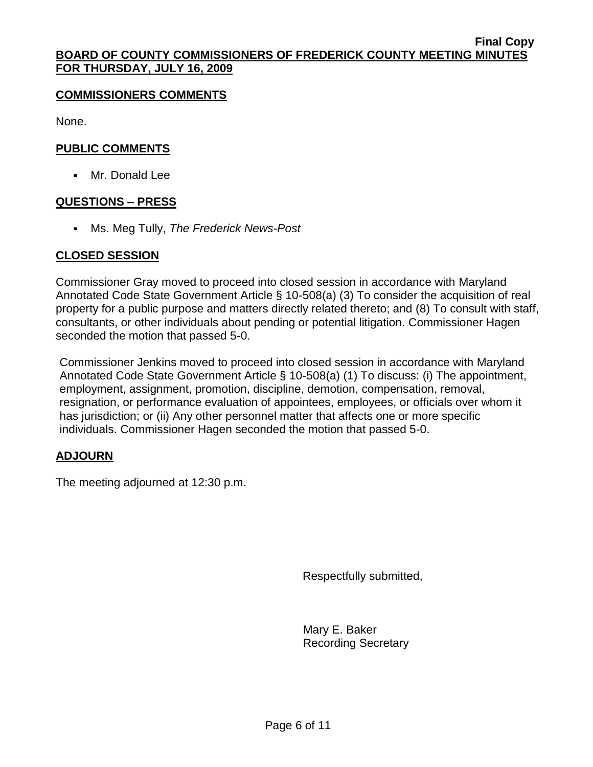## COMMISSIONERS COMMENTS

None.

## PUBLIC COMMENTS

- Mr. Donald Lee

## QUESTIONS – PRESS

- Ms. Meg Tully, *The Frederick News-Post*

## CLOSED SESSION

Commissioner Gray moved to proceed into closed session in accordance with Maryland Annotated Code State Government Article § 10-508(a) (3) To consider the acquisition of real property for a public purpose and matters directly related thereto; and (8) To consult with staff, consultants, or other individuals about pending or potential litigation. Commissioner Hagen seconded the motion that passed 5-0.

Commissioner Jenkins moved to proceed into closed session in accordance with Maryland Annotated Code State Government Article § 10-508(a) (1) To discuss: (i) The appointment, employment, assignment, promotion, discipline, demotion, compensation, removal, resignation, or performance evaluation of appointees, employees, or officials over whom it has jurisdiction; or (ii) Any other personnel matter that affects one or more specific individuals. Commissioner Hagen seconded the motion that passed 5-0.

## ADJOURN

The meeting adjourned at 12:30 p.m.

Respectfully submitted,

Mary E. Baker
Recording Secretary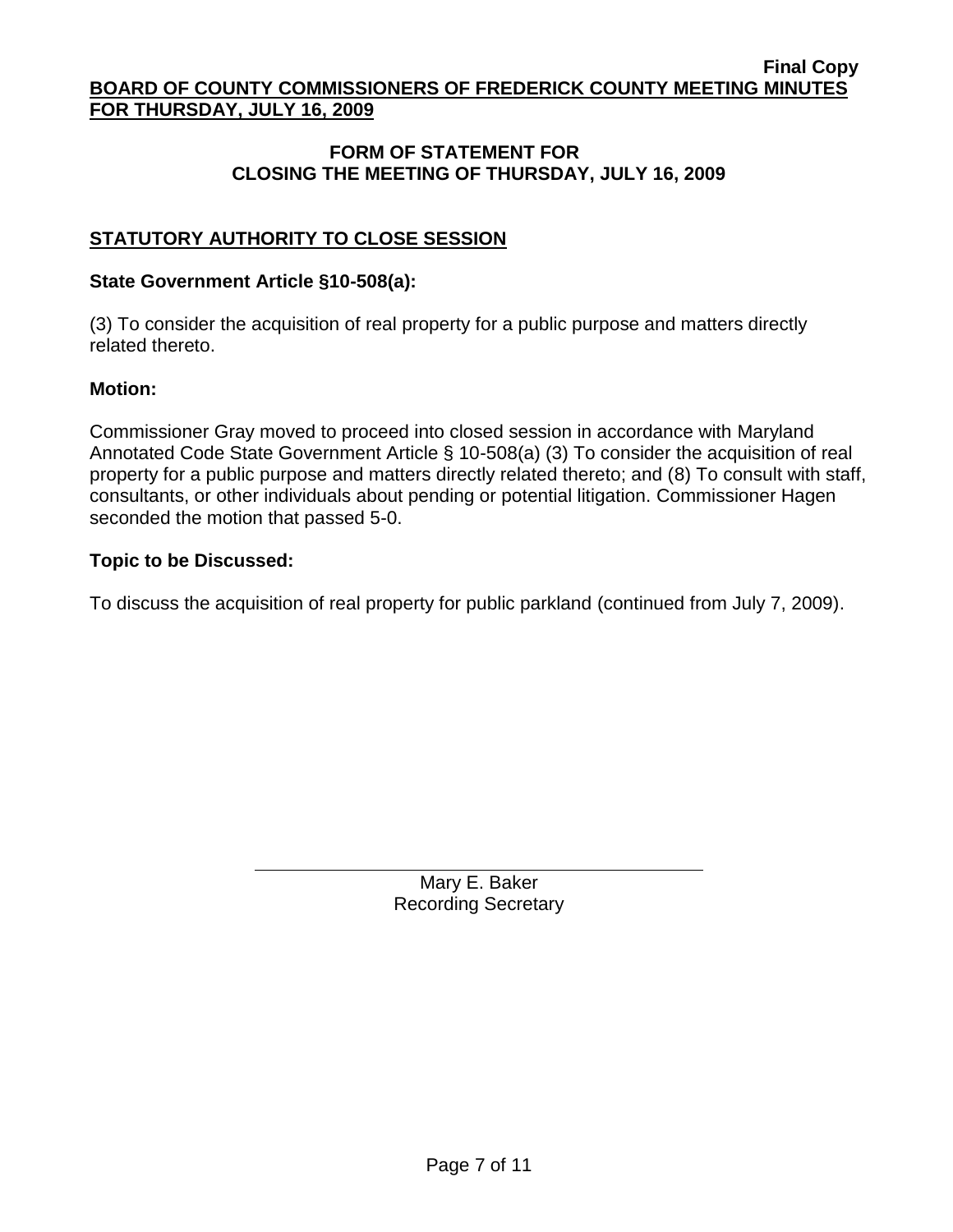**Final Copy**

**BOARD OF COUNTY COMMISSIONERS OF FREDERICK COUNTY MEETING MINUTES FOR THURSDAY, JULY 16, 2009**

## FORM OF STATEMENT FOR CLOSING THE MEETING OF THURSDAY, JULY 16, 2009

### STATUTORY AUTHORITY TO CLOSE SESSION

**State Government Article §10-508(a):**

(3) To consider the acquisition of real property for a public purpose and matters directly related thereto.

**Motion:**

Commissioner Gray moved to proceed into closed session in accordance with Maryland Annotated Code State Government Article § 10-508(a) (3) To consider the acquisition of real property for a public purpose and matters directly related thereto; and (8) To consult with staff, consultants, or other individuals about pending or potential litigation. Commissioner Hagen seconded the motion that passed 5-0.

**Topic to be Discussed:**

To discuss the acquisition of real property for public parkland (continued from July 7, 2009).

Mary E. Baker
Recording Secretary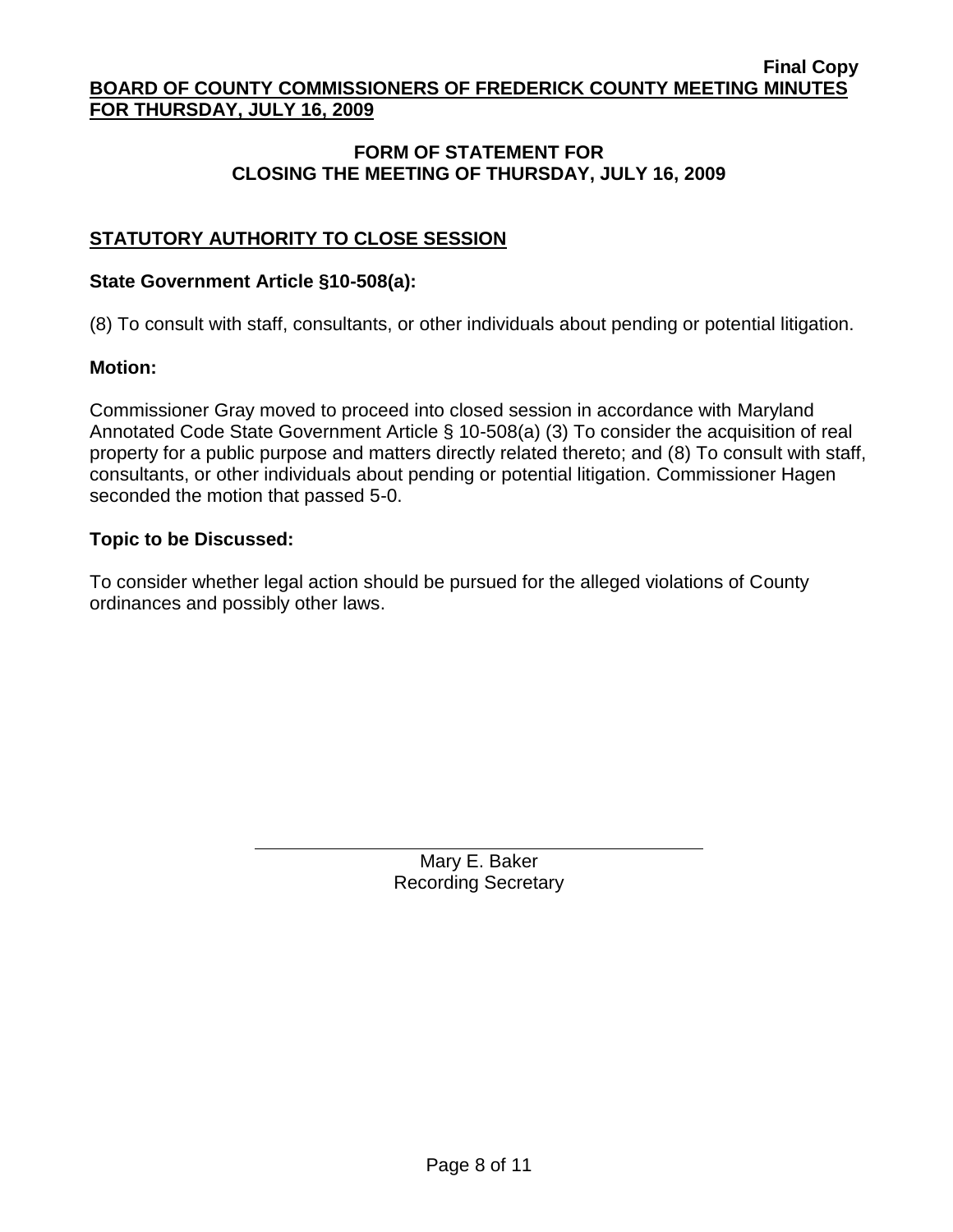Final Copy

**BOARD OF COUNTY COMMISSIONERS OF FREDERICK COUNTY MEETING MINUTES FOR THURSDAY, JULY 16, 2009**

## FORM OF STATEMENT FOR CLOSING THE MEETING OF THURSDAY, JULY 16, 2009

### STATUTORY AUTHORITY TO CLOSE SESSION

**State Government Article §10-508(a):**

(8) To consult with staff, consultants, or other individuals about pending or potential litigation.

**Motion:**

Commissioner Gray moved to proceed into closed session in accordance with Maryland Annotated Code State Government Article § 10-508(a) (3) To consider the acquisition of real property for a public purpose and matters directly related thereto; and (8) To consult with staff, consultants, or other individuals about pending or potential litigation. Commissioner Hagen seconded the motion that passed 5-0.

**Topic to be Discussed:**

To consider whether legal action should be pursued for the alleged violations of County ordinances and possibly other laws.

Mary E. Baker
Recording Secretary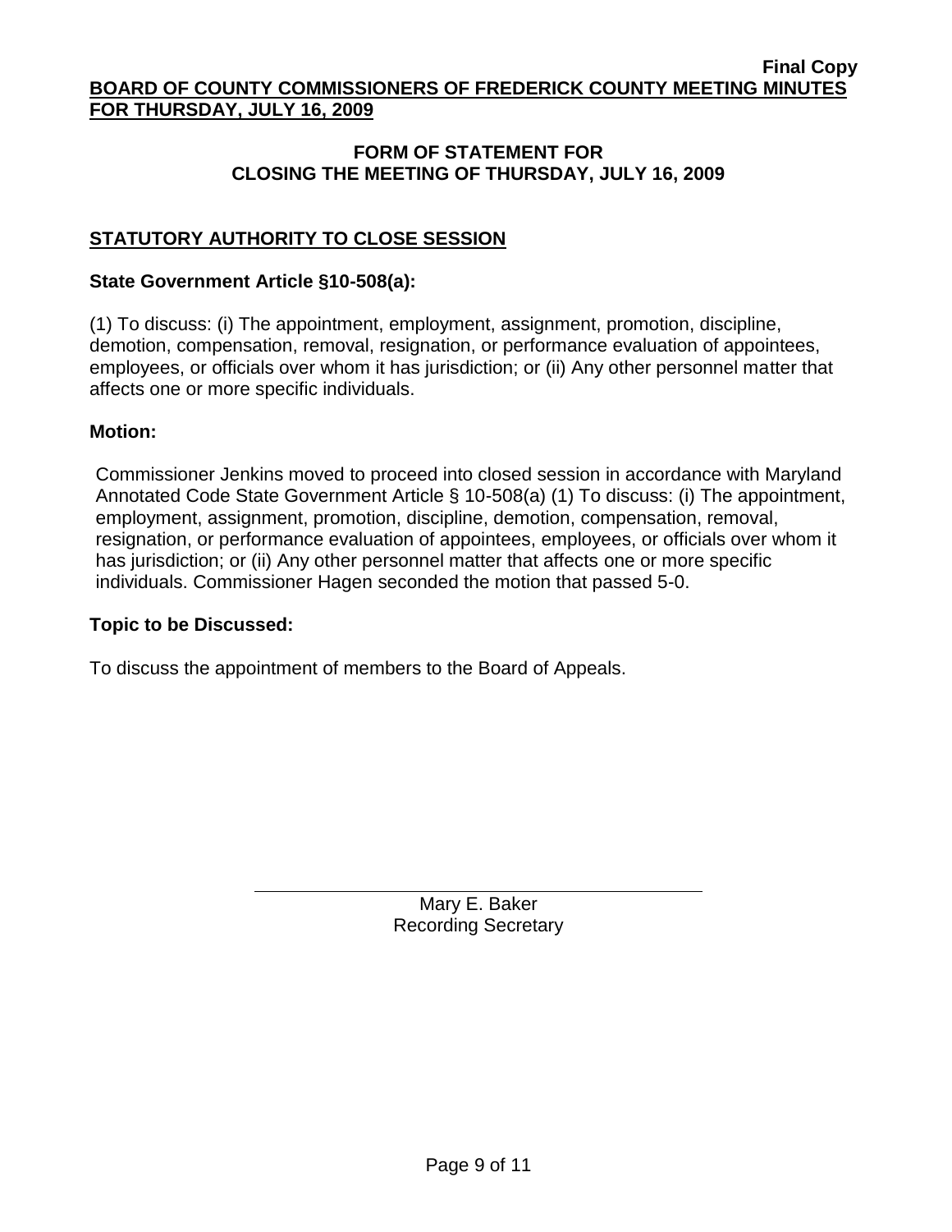**Final Copy**

**BOARD OF COUNTY COMMISSIONERS OF FREDERICK COUNTY MEETING MINUTES FOR THURSDAY, JULY 16, 2009**

## FORM OF STATEMENT FOR CLOSING THE MEETING OF THURSDAY, JULY 16, 2009

### STATUTORY AUTHORITY TO CLOSE SESSION

**State Government Article §10-508(a):**

(1) To discuss: (i) The appointment, employment, assignment, promotion, discipline, demotion, compensation, removal, resignation, or performance evaluation of appointees, employees, or officials over whom it has jurisdiction; or (ii) Any other personnel matter that affects one or more specific individuals.

**Motion:**

Commissioner Jenkins moved to proceed into closed session in accordance with Maryland Annotated Code State Government Article § 10-508(a) (1) To discuss: (i) The appointment, employment, assignment, promotion, discipline, demotion, compensation, removal, resignation, or performance evaluation of appointees, employees, or officials over whom it has jurisdiction; or (ii) Any other personnel matter that affects one or more specific individuals. Commissioner Hagen seconded the motion that passed 5-0.

**Topic to be Discussed:**

To discuss the appointment of members to the Board of Appeals.

Mary E. Baker
Recording Secretary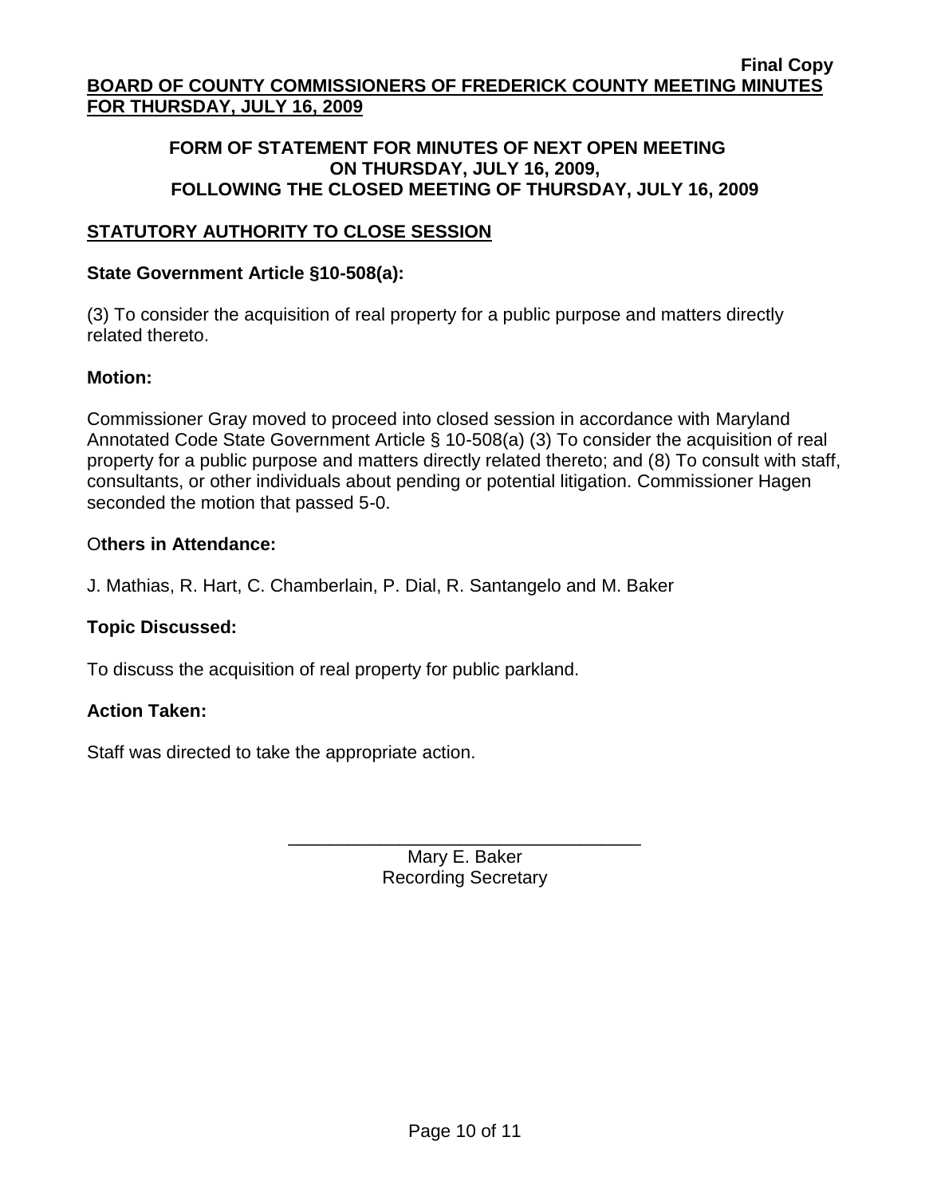**Final Copy**

**BOARD OF COUNTY COMMISSIONERS OF FREDERICK COUNTY MEETING MINUTES FOR THURSDAY, JULY 16, 2009**

**FORM OF STATEMENT FOR MINUTES OF NEXT OPEN MEETING ON THURSDAY, JULY 16, 2009, FOLLOWING THE CLOSED MEETING OF THURSDAY, JULY 16, 2009**

**STATUTORY AUTHORITY TO CLOSE SESSION**

**State Government Article §10-508(a):**

(3) To consider the acquisition of real property for a public purpose and matters directly related thereto.

**Motion:**

Commissioner Gray moved to proceed into closed session in accordance with Maryland Annotated Code State Government Article § 10-508(a) (3) To consider the acquisition of real property for a public purpose and matters directly related thereto; and (8) To consult with staff, consultants, or other individuals about pending or potential litigation. Commissioner Hagen seconded the motion that passed 5-0.

**Others in Attendance:**

J. Mathias, R. Hart, C. Chamberlain, P. Dial, R. Santangelo and M. Baker

**Topic Discussed:**

To discuss the acquisition of real property for public parkland.

**Action Taken:**

Staff was directed to take the appropriate action.

\_\_\_\_\_\_\_\_\_\_\_\_\_\_\_\_\_\_\_\_\_\_\_\_\_\_\_\_\_\_\_\_\_\_\_\_\_

Mary E. Baker
Recording Secretary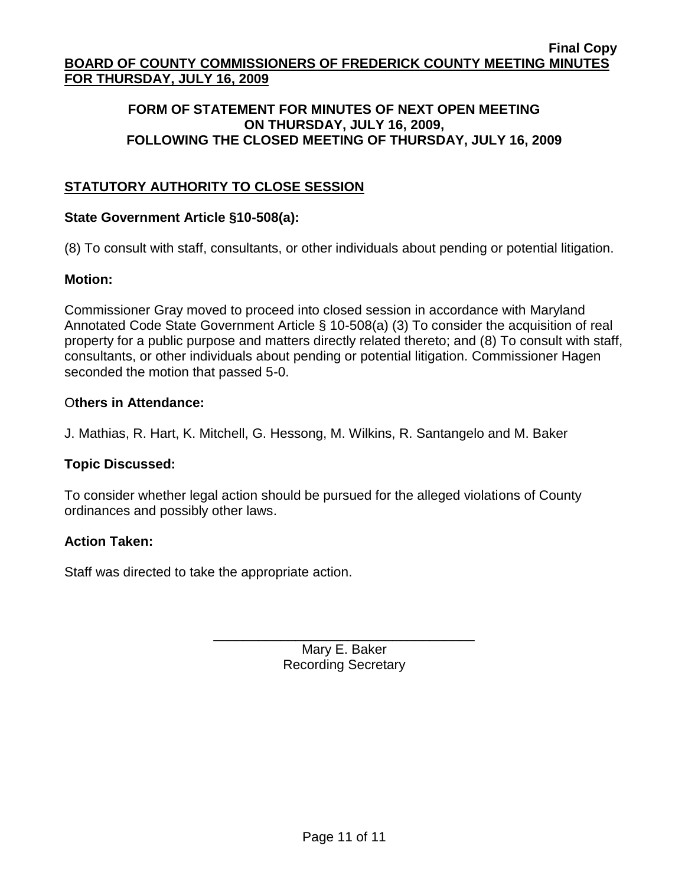**Final Copy**

**BOARD OF COUNTY COMMISSIONERS OF FREDERICK COUNTY MEETING MINUTES FOR THURSDAY, JULY 16, 2009**

**FORM OF STATEMENT FOR MINUTES OF NEXT OPEN MEETING ON THURSDAY, JULY 16, 2009, FOLLOWING THE CLOSED MEETING OF THURSDAY, JULY 16, 2009**

## STATUTORY AUTHORITY TO CLOSE SESSION

### State Government Article §10-508(a):

(8) To consult with staff, consultants, or other individuals about pending or potential litigation.

### Motion:

Commissioner Gray moved to proceed into closed session in accordance with Maryland Annotated Code State Government Article § 10-508(a) (3) To consider the acquisition of real property for a public purpose and matters directly related thereto; and (8) To consult with staff, consultants, or other individuals about pending or potential litigation. Commissioner Hagen seconded the motion that passed 5-0.

### Others in Attendance:

J. Mathias, R. Hart, K. Mitchell, G. Hessong, M. Wilkins, R. Santangelo and M. Baker

### Topic Discussed:

To consider whether legal action should be pursued for the alleged violations of County ordinances and possibly other laws.

### Action Taken:

Staff was directed to take the appropriate action.

\_\_\_\_\_\_\_\_\_\_\_\_\_\_\_\_\_\_\_\_\_\_\_\_\_\_\_\_\_\_\_\_\_\_\_\_

Mary E. Baker
Recording Secretary